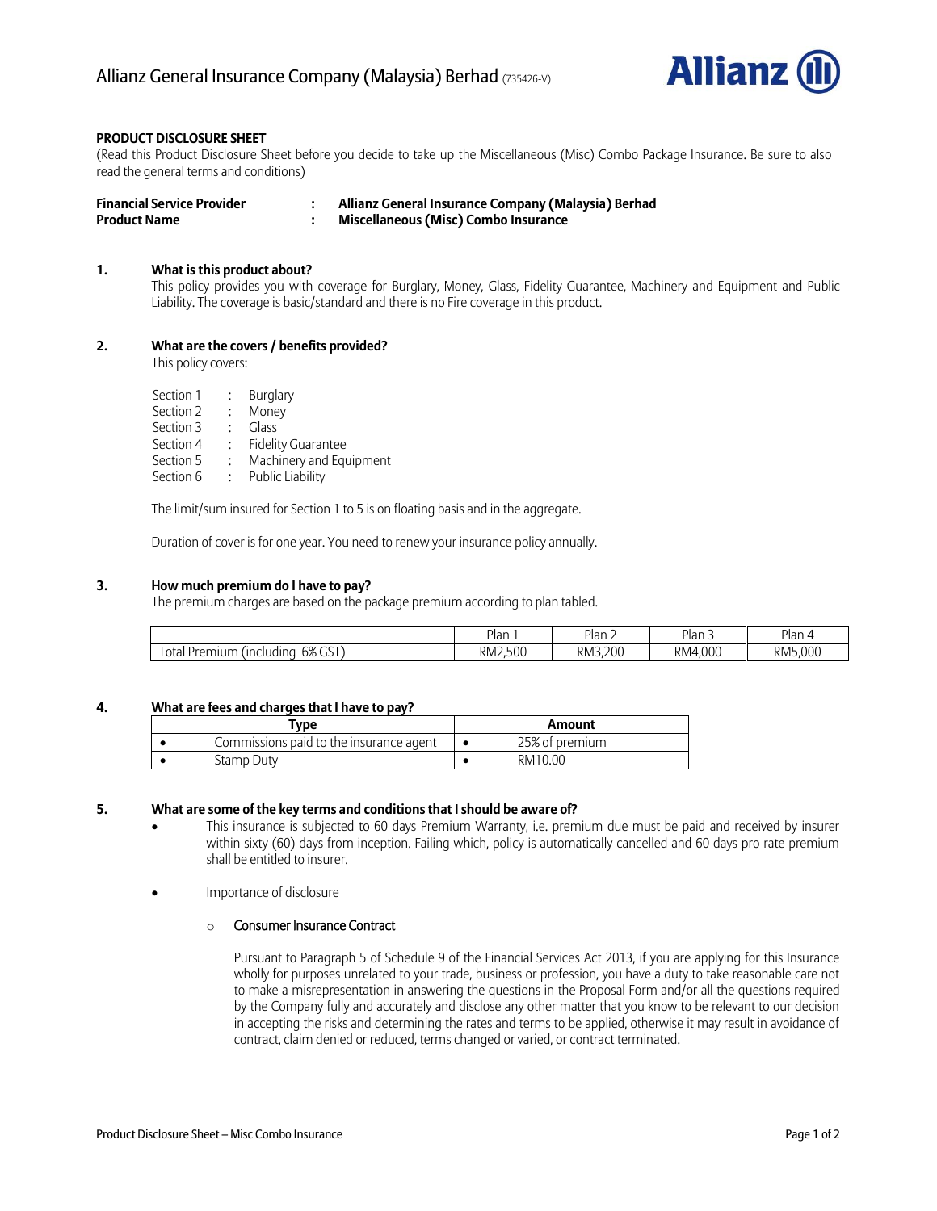Allianz General Insurance Company (Malaysia) Berhad (735426-V)

**PRODUCT DISCLOSURE SHEET**

(Read this Product Disclosure Sheet before you decide to take up the Miscellaneous (Misc) Combo Package Insurance. Be sure to also read the general terms and conditions)

**Financial Service Provider : Allianz General Insurance Company (Malaysia) Berhad**
**Product Name : Miscellaneous (Misc) Combo Insurance**

## 1. What is this product about?

This policy provides you with coverage for Burglary, Money, Glass, Fidelity Guarantee, Machinery and Equipment and Public Liability. The coverage is basic/standard and there is no Fire coverage in this product.

## 2. What are the covers / benefits provided?

This policy covers:

Section 1 : Burglary
Section 2 : Money
Section 3 : Glass
Section 4 : Fidelity Guarantee
Section 5 : Machinery and Equipment
Section 6 : Public Liability

The limit/sum insured for Section 1 to 5 is on floating basis and in the aggregate.

Duration of cover is for one year. You need to renew your insurance policy annually.

## 3. How much premium do I have to pay?

The premium charges are based on the package premium according to plan tabled.

| | Plan 1 | Plan 2 | Plan 3 | Plan 4 |
|---|---|---|---|---|
| Total Premium (including 6% GST) | RM2,500 | RM3,200 | RM4,000 | RM5,000 |

## 4. What are fees and charges that I have to pay?

| Type | Amount |
|---|---|
| • Commissions paid to the insurance agent | • 25% of premium |
| • Stamp Duty | • RM10.00 |

## 5. What are some of the key terms and conditions that I should be aware of?

- This insurance is subjected to 60 days Premium Warranty, i.e. premium due must be paid and received by insurer within sixty (60) days from inception. Failing which, policy is automatically cancelled and 60 days pro rate premium shall be entitled to insurer.

- Importance of disclosure

  - Consumer Insurance Contract

    Pursuant to Paragraph 5 of Schedule 9 of the Financial Services Act 2013, if you are applying for this Insurance wholly for purposes unrelated to your trade, business or profession, you have a duty to take reasonable care not to make a misrepresentation in answering the questions in the Proposal Form and/or all the questions required by the Company fully and accurately and disclose any other matter that you know to be relevant to our decision in accepting the risks and determining the rates and terms to be applied, otherwise it may result in avoidance of contract, claim denied or reduced, terms changed or varied, or contract terminated.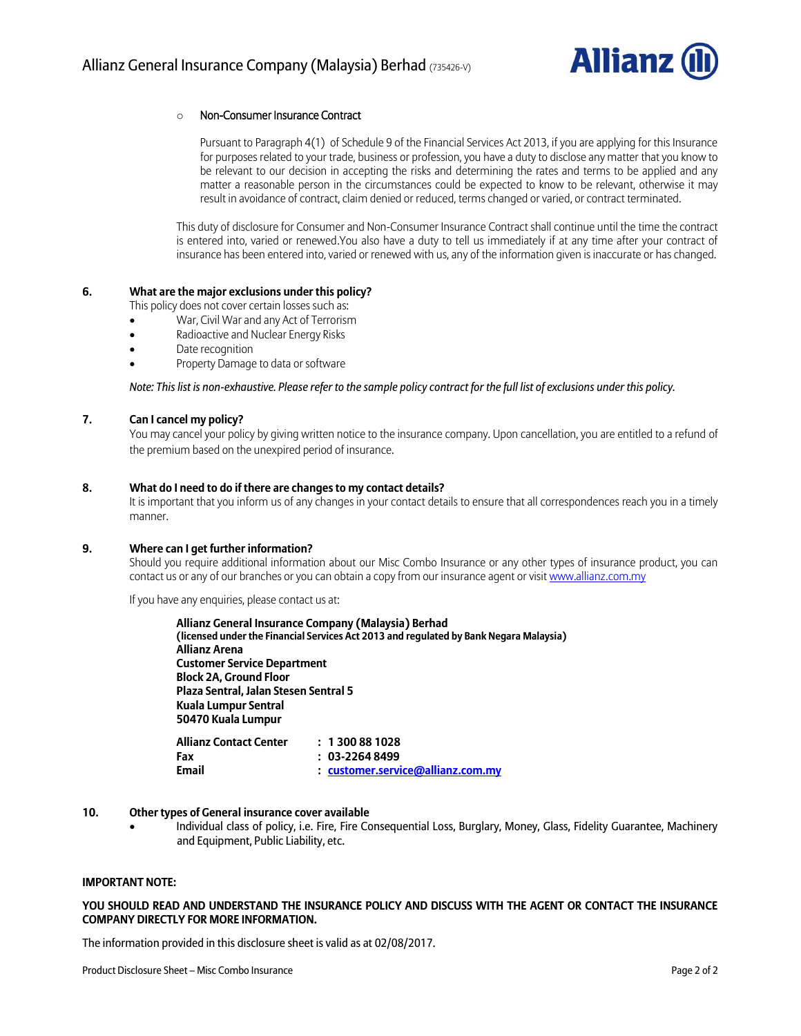- Non-Consumer Insurance Contract

  Pursuant to Paragraph 4(1) of Schedule 9 of the Financial Services Act 2013, if you are applying for this Insurance for purposes related to your trade, business or profession, you have a duty to disclose any matter that you know to be relevant to our decision in accepting the risks and determining the rates and terms to be applied and any matter a reasonable person in the circumstances could be expected to know to be relevant, otherwise it may result in avoidance of contract, claim denied or reduced, terms changed or varied, or contract terminated.

This duty of disclosure for Consumer and Non-Consumer Insurance Contract shall continue until the time the contract is entered into, varied or renewed.You also have a duty to tell us immediately if at any time after your contract of insurance has been entered into, varied or renewed with us, any of the information given is inaccurate or has changed.

**6. What are the major exclusions under this policy?**

This policy does not cover certain losses such as:

- War, Civil War and any Act of Terrorism
- Radioactive and Nuclear Energy Risks
- Date recognition
- Property Damage to data or software

*Note: This list is non-exhaustive. Please refer to the sample policy contract for the full list of exclusions under this policy.*

**7. Can I cancel my policy?**

You may cancel your policy by giving written notice to the insurance company. Upon cancellation, you are entitled to a refund of the premium based on the unexpired period of insurance.

**8. What do I need to do if there are changes to my contact details?**

It is important that you inform us of any changes in your contact details to ensure that all correspondences reach you in a timely manner.

**9. Where can I get further information?**

Should you require additional information about our Misc Combo Insurance or any other types of insurance product, you can contact us or any of our branches or you can obtain a copy from our insurance agent or visit www.allianz.com.my

If you have any enquiries, please contact us at:

**Allianz General Insurance Company (Malaysia) Berhad**
**(licensed under the Financial Services Act 2013 and regulated by Bank Negara Malaysia)**
**Allianz Arena**
**Customer Service Department**
**Block 2A, Ground Floor**
**Plaza Sentral, Jalan Stesen Sentral 5**
**Kuala Lumpur Sentral**
**50470 Kuala Lumpur**

| | |
|---|---|
| **Allianz Contact Center** | **: 1 300 88 1028** |
| **Fax** | **: 03-2264 8499** |
| **Email** | **: customer.service@allianz.com.my** |

**10. Other types of General insurance cover available**

- Individual class of policy, i.e. Fire, Fire Consequential Loss, Burglary, Money, Glass, Fidelity Guarantee, Machinery and Equipment, Public Liability, etc.

**IMPORTANT NOTE:**

**YOU SHOULD READ AND UNDERSTAND THE INSURANCE POLICY AND DISCUSS WITH THE AGENT OR CONTACT THE INSURANCE COMPANY DIRECTLY FOR MORE INFORMATION.**

The information provided in this disclosure sheet is valid as at 02/08/2017.